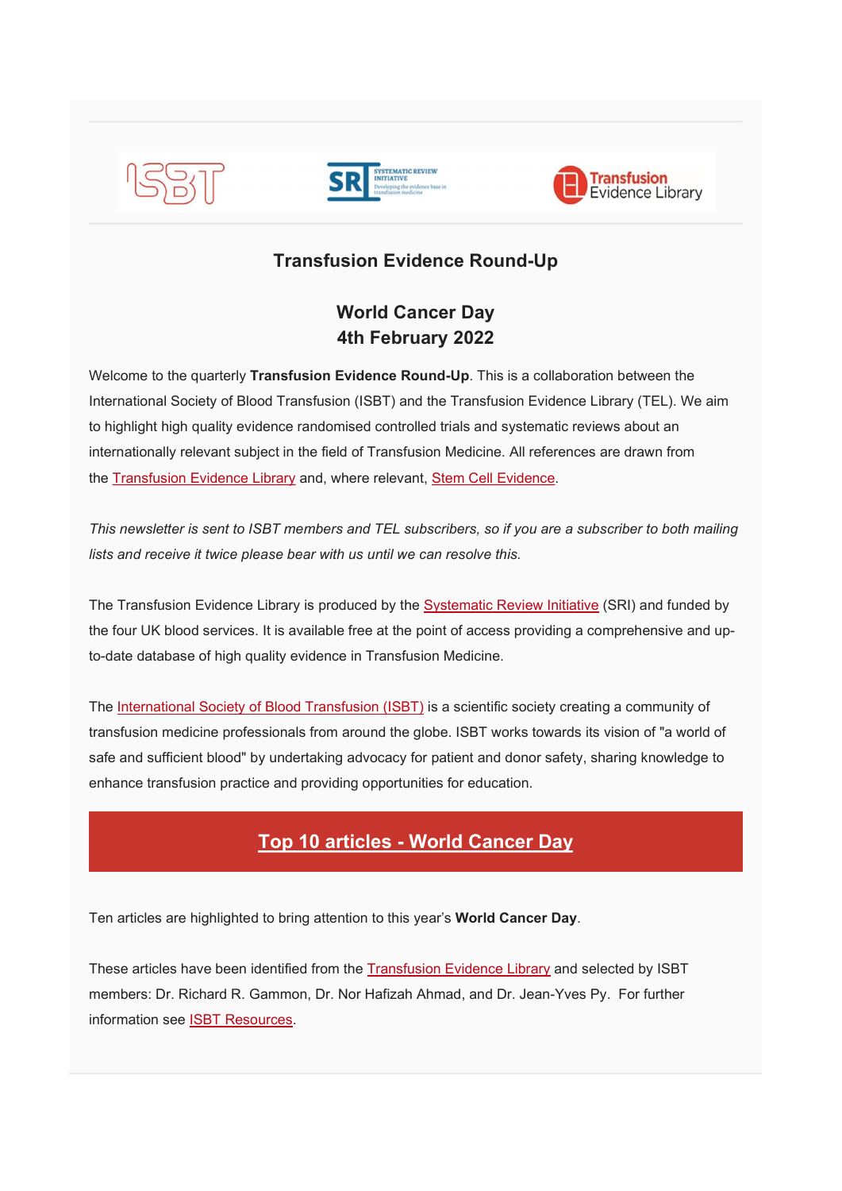## Transfusion Evidence Round-Up

## World Cancer Day
## 4th February 2022

Welcome to the quarterly **Transfusion Evidence Round-Up**. This is a collaboration between the International Society of Blood Transfusion (ISBT) and the Transfusion Evidence Library (TEL). We aim to highlight high quality evidence randomised controlled trials and systematic reviews about an internationally relevant subject in the field of Transfusion Medicine. All references are drawn from the Transfusion Evidence Library and, where relevant, Stem Cell Evidence.

*This newsletter is sent to ISBT members and TEL subscribers, so if you are a subscriber to both mailing lists and receive it twice please bear with us until we can resolve this.*

The Transfusion Evidence Library is produced by the Systematic Review Initiative (SRI) and funded by the four UK blood services. It is available free at the point of access providing a comprehensive and up-to-date database of high quality evidence in Transfusion Medicine.

The International Society of Blood Transfusion (ISBT) is a scientific society creating a community of transfusion medicine professionals from around the globe. ISBT works towards its vision of "a world of safe and sufficient blood" by undertaking advocacy for patient and donor safety, sharing knowledge to enhance transfusion practice and providing opportunities for education.

## Top 10 articles - World Cancer Day

Ten articles are highlighted to bring attention to this year's **World Cancer Day**.

These articles have been identified from the Transfusion Evidence Library and selected by ISBT members: Dr. Richard R. Gammon, Dr. Nor Hafizah Ahmad, and Dr. Jean-Yves Py. For further information see ISBT Resources.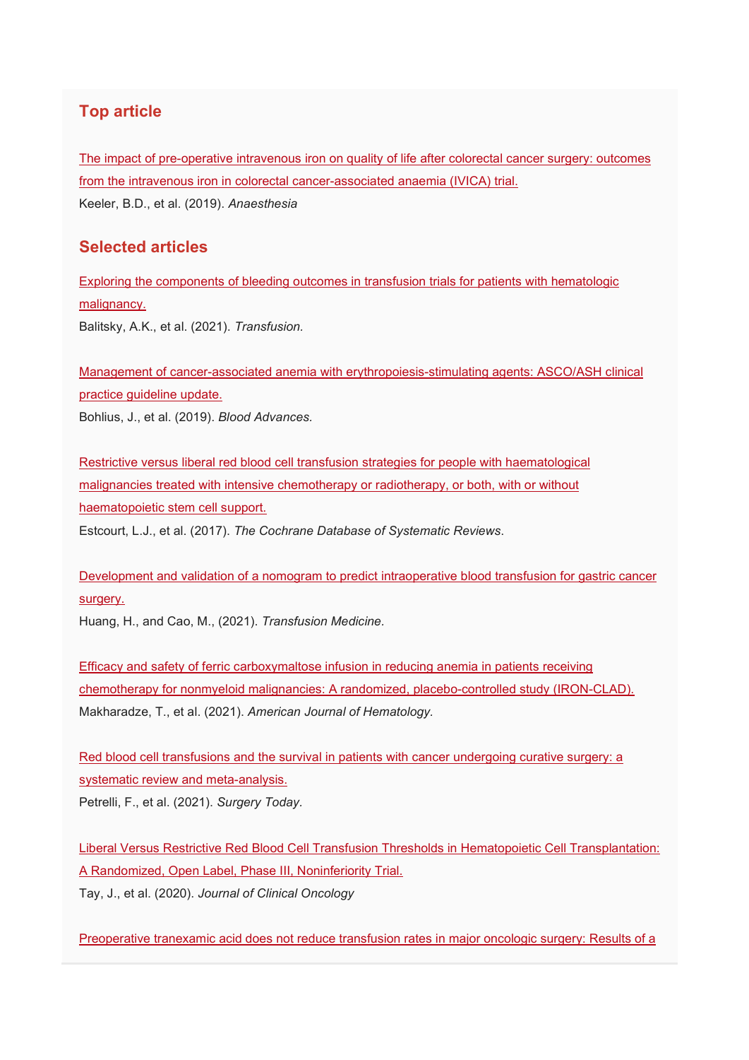## Top article

The impact of pre-operative intravenous iron on quality of life after colorectal cancer surgery: outcomes from the intravenous iron in colorectal cancer-associated anaemia (IVICA) trial.

Keeler, B.D., et al. (2019). *Anaesthesia*

## Selected articles

Exploring the components of bleeding outcomes in transfusion trials for patients with hematologic malignancy.

Balitsky, A.K., et al. (2021). *Transfusion.*

Management of cancer-associated anemia with erythropoiesis-stimulating agents: ASCO/ASH clinical practice guideline update.

Bohlius, J., et al. (2019). *Blood Advances.*

Restrictive versus liberal red blood cell transfusion strategies for people with haematological malignancies treated with intensive chemotherapy or radiotherapy, or both, with or without haematopoietic stem cell support.

Estcourt, L.J., et al. (2017). *The Cochrane Database of Systematic Reviews*.

Development and validation of a nomogram to predict intraoperative blood transfusion for gastric cancer surgery.

Huang, H., and Cao, M., (2021). *Transfusion Medicine*.

Efficacy and safety of ferric carboxymaltose infusion in reducing anemia in patients receiving chemotherapy for nonmyeloid malignancies: A randomized, placebo-controlled study (IRON-CLAD).

Makharadze, T., et al. (2021). *American Journal of Hematology*.

Red blood cell transfusions and the survival in patients with cancer undergoing curative surgery: a systematic review and meta-analysis.

Petrelli, F., et al. (2021). *Surgery Today*.

Liberal Versus Restrictive Red Blood Cell Transfusion Thresholds in Hematopoietic Cell Transplantation: A Randomized, Open Label, Phase III, Noninferiority Trial.

Tay, J., et al. (2020). *Journal of Clinical Oncology*

Preoperative tranexamic acid does not reduce transfusion rates in major oncologic surgery: Results of a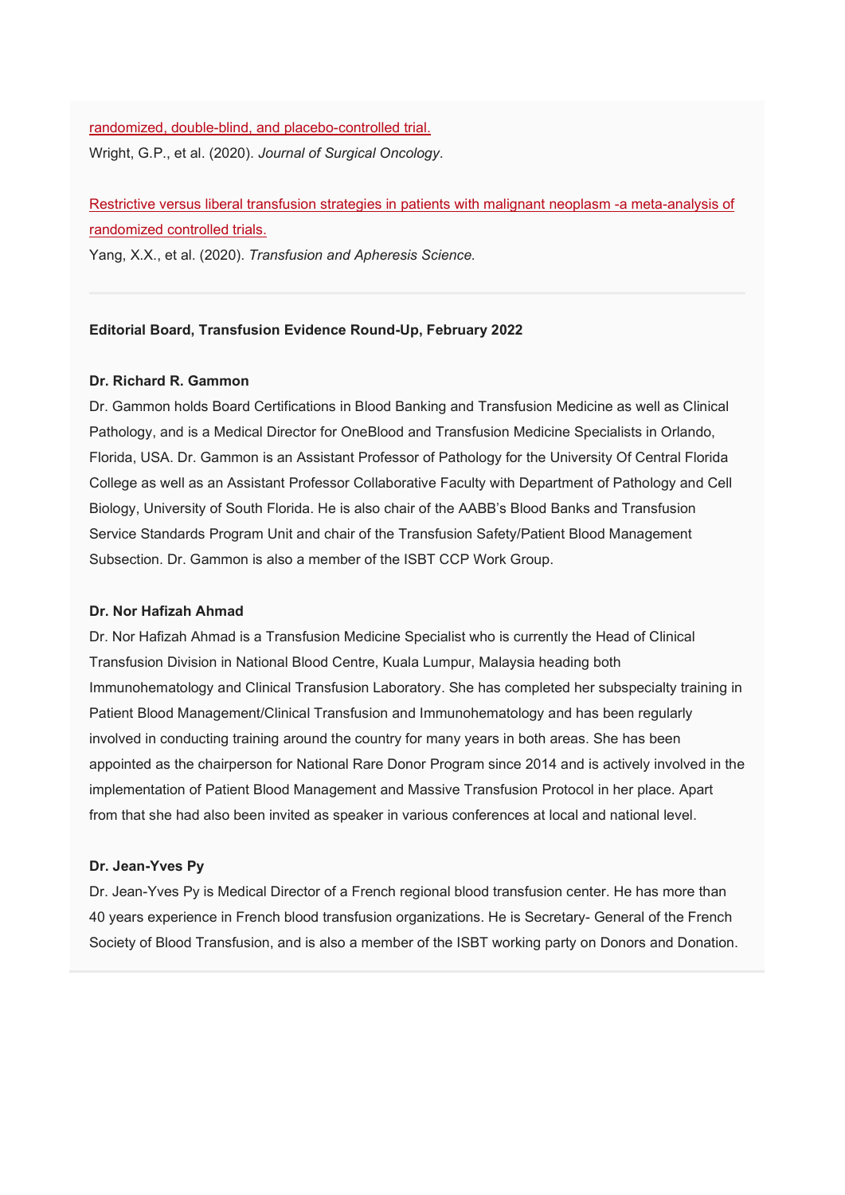randomized, double-blind, and placebo-controlled trial.

Wright, G.P., et al. (2020). *Journal of Surgical Oncology*.

Restrictive versus liberal transfusion strategies in patients with malignant neoplasm -a meta-analysis of randomized controlled trials.

Yang, X.X., et al. (2020). *Transfusion and Apheresis Science.*

---

**Editorial Board, Transfusion Evidence Round-Up, February 2022**

**Dr. Richard R. Gammon**

Dr. Gammon holds Board Certifications in Blood Banking and Transfusion Medicine as well as Clinical Pathology, and is a Medical Director for OneBlood and Transfusion Medicine Specialists in Orlando, Florida, USA. Dr. Gammon is an Assistant Professor of Pathology for the University Of Central Florida College as well as an Assistant Professor Collaborative Faculty with Department of Pathology and Cell Biology, University of South Florida. He is also chair of the AABB's Blood Banks and Transfusion Service Standards Program Unit and chair of the Transfusion Safety/Patient Blood Management Subsection. Dr. Gammon is also a member of the ISBT CCP Work Group.

**Dr. Nor Hafizah Ahmad**

Dr. Nor Hafizah Ahmad is a Transfusion Medicine Specialist who is currently the Head of Clinical Transfusion Division in National Blood Centre, Kuala Lumpur, Malaysia heading both Immunohematology and Clinical Transfusion Laboratory. She has completed her subspecialty training in Patient Blood Management/Clinical Transfusion and Immunohematology and has been regularly involved in conducting training around the country for many years in both areas. She has been appointed as the chairperson for National Rare Donor Program since 2014 and is actively involved in the implementation of Patient Blood Management and Massive Transfusion Protocol in her place. Apart from that she had also been invited as speaker in various conferences at local and national level.

**Dr. Jean-Yves Py**

Dr. Jean-Yves Py is Medical Director of a French regional blood transfusion center. He has more than 40 years experience in French blood transfusion organizations. He is Secretary- General of the French Society of Blood Transfusion, and is also a member of the ISBT working party on Donors and Donation.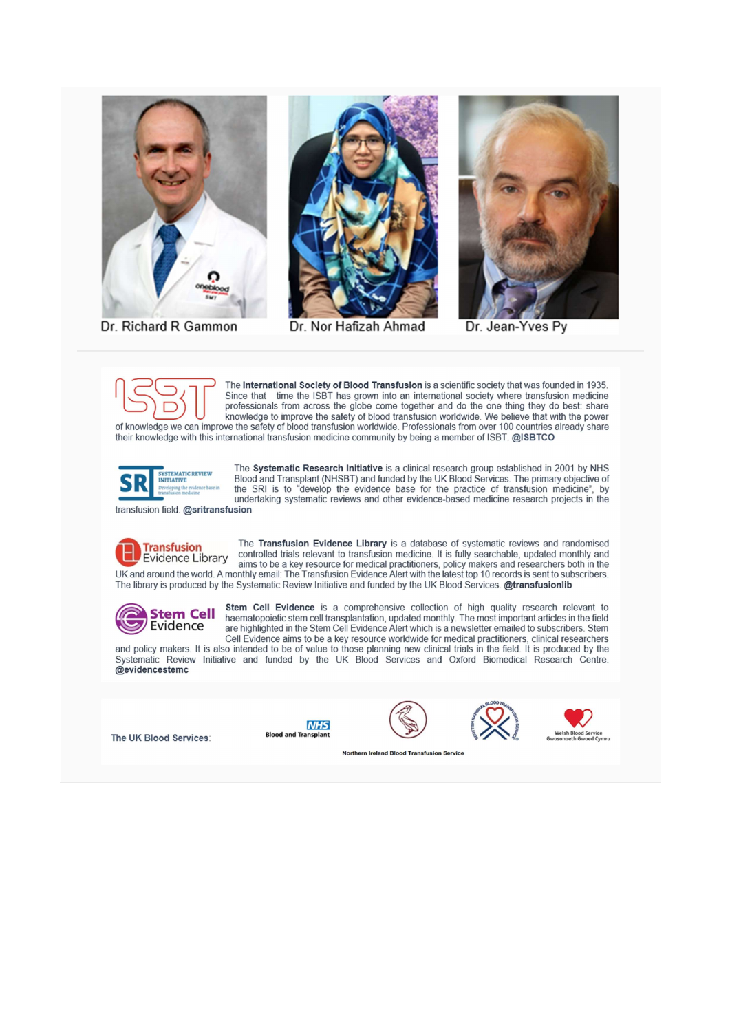Dr. Richard R Gammon

Dr. Nor Hafizah Ahmad

Dr. Jean-Yves Py

---

The **International Society of Blood Transfusion** is a scientific society that was founded in 1935. Since that time the ISBT has grown into an international society where transfusion medicine professionals from across the globe come together and do the one thing they do best: share knowledge to improve the safety of blood transfusion worldwide. We believe that with the power of knowledge we can improve the safety of blood transfusion worldwide. Professionals from over 100 countries already share their knowledge with this international transfusion medicine community by being a member of ISBT. **@ISBTCO**

The **Systematic Research Initiative** is a clinical research group established in 2001 by NHS Blood and Transplant (NHSBT) and funded by the UK Blood Services. The primary objective of the SRI is to "develop the evidence base for the practice of transfusion medicine", by undertaking systematic reviews and other evidence-based medicine research projects in the transfusion field. **@sritransfusion**

The **Transfusion Evidence Library** is a database of systematic reviews and randomised controlled trials relevant to transfusion medicine. It is fully searchable, updated monthly and aims to be a key resource for medical practitioners, policy makers and researchers both in the UK and around the world. A monthly email: The Transfusion Evidence Alert with the latest top 10 records is sent to subscribers. The library is produced by the Systematic Review Initiative and funded by the UK Blood Services. **@transfusionlib**

**Stem Cell Evidence** is a comprehensive collection of high quality research relevant to haematopoietic stem cell transplantation, updated monthly. The most important articles in the field are highlighted in the Stem Cell Evidence Alert which is a newsletter emailed to subscribers. Stem Cell Evidence aims to be a key resource worldwide for medical practitioners, clinical researchers and policy makers. It is also intended to be of value to those planning new clinical trials in the field. It is produced by the Systematic Review Initiative and funded by the UK Blood Services and Oxford Biomedical Research Centre. **@evidencestemc**

The UK Blood Services:

NHS Blood and Transplant

Northern Ireland Blood Transfusion Service

Scottish National Blood Transfusion Service

Welsh Blood Service Gwasanaeth Gwaed Cymru